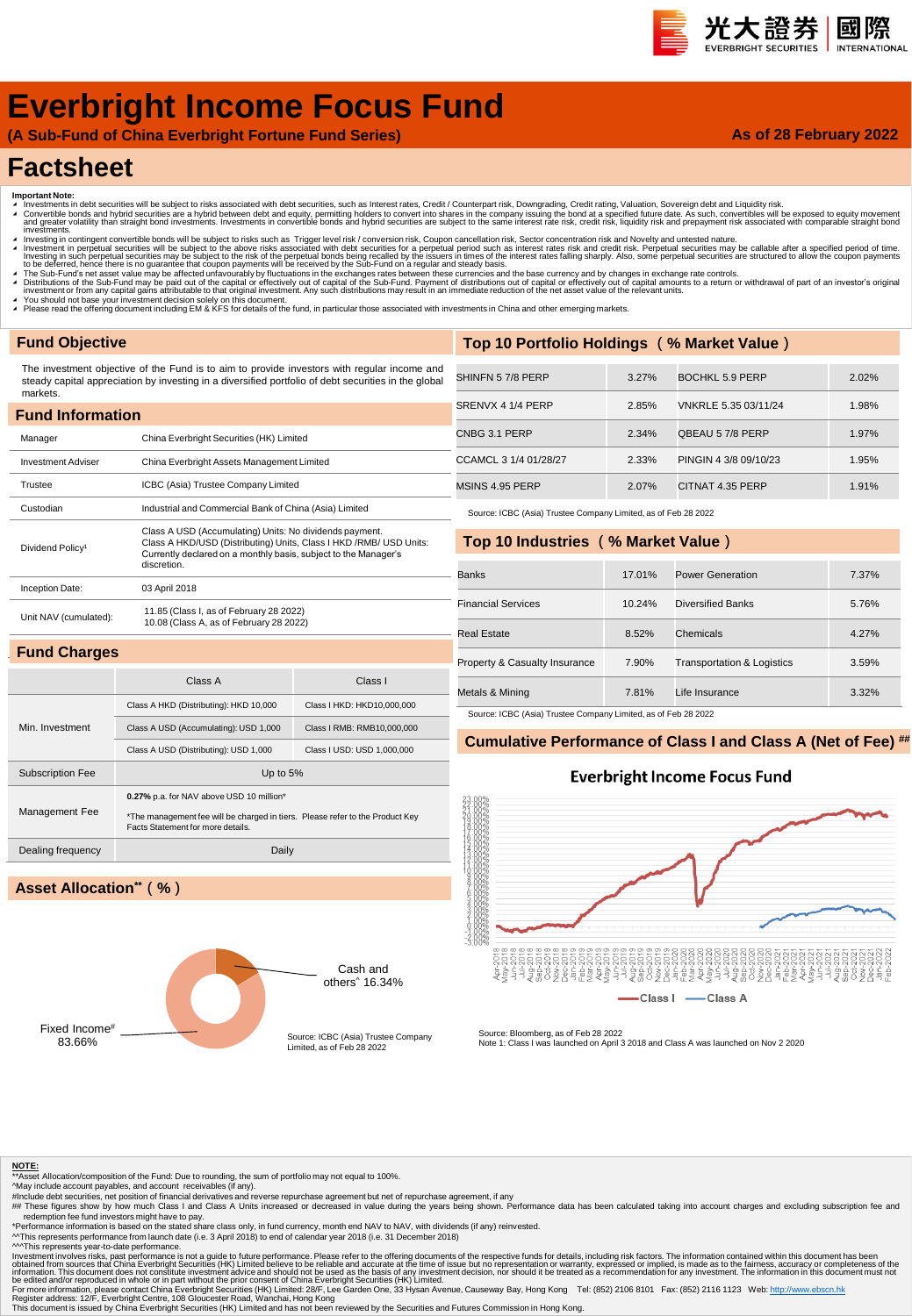# Everbright Income Focus Fund

**(A Sub-Fund of China Everbright Fortune Fund Series)** **As of 28 February 2022**

# Factsheet

**Important Note:**

- Investments in debt securities will be subject to risks associated with debt securities, such as Interest rates, Credit / Counterpart risk, Downgrading, Credit rating, Valuation, Sovereign debt and Liquidity risk.
- Convertible bonds and hybrid securities are a hybrid between debt and equity, permitting holders to convert into shares in the company issuing the bond at a specified future date. As such, convertibles will be exposed to equity movement and greater volatility than straight bond investments. Investments in convertible bonds and hybrid securities are subject to the same interest rate risk, credit risk, liquidity risk and prepayment risk associated with comparable straight bond investments.
- Investing in contingent convertible bonds will be subject to risks such as Trigger level risk / conversion risk, Coupon cancellation risk, Sector concentration risk and Novelty and untested nature.
- Investment in perpetual securities will be subject to the above risks associated with debt securities for a perpetual period such as interest rates risk and credit risk. Perpetual securities may be callable after a specified period of time. Investing in such perpetual securities may be subject to the risk of the perpetual bonds being recalled by the issuers in times of the interest rates falling sharply. Also, some perpetual securities are structured to allow the coupon payments to be deferred, hence there is no guarantee that coupon payments will be received by the Sub-Fund on a regular and steady basis.
- The Sub-Fund's net asset value may be affected unfavourably by fluctuations in the exchanges rates between these currencies and the base currency and by changes in exchange rate controls.
- Distributions of the Sub-Fund may be paid out of the capital or effectively out of capital of the Sub-Fund. Payment of distributions out of capital or effectively out of capital amounts to a return or withdrawal of part of an investor's original investment or from any capital gains attributable to that original investment. Any such distributions may result in an immediate reduction of the net asset value of the relevant units.
- You should not base your investment decision solely on this document.
- Please read the offering document including EM & KFS for details of the fund, in particular those associated with investments in China and other emerging markets.

## Fund Objective

The investment objective of the Fund is to aim to provide investors with regular income and steady capital appreciation by investing in a diversified portfolio of debt securities in the global markets.

## Fund Information

| | |
|---|---|
| Manager | China Everbright Securities (HK) Limited |
| Investment Adviser | China Everbright Assets Management Limited |
| Trustee | ICBC (Asia) Trustee Company Limited |
| Custodian | Industrial and Commercial Bank of China (Asia) Limited |
| Dividend Policy[1] | Class A USD (Accumulating) Units: No dividends payment. Class A HKD/USD (Distributing) Units, Class I HKD /RMB/ USD Units: Currently declared on a monthly basis, subject to the Manager's discretion. |
| Inception Date: | 03 April 2018 |
| Unit NAV (cumulated): | 11.85 (Class I, as of February 28 2022) 10.08 (Class A, as of February 28 2022) |

## Fund Charges

| | Class A | Class I |
|---|---|---|
| Min. Investment | Class A HKD (Distributing): HKD 10,000 | Class I HKD: HKD10,000,000 |
| | Class A USD (Accumulating): USD 1,000 | Class I RMB: RMB10,000,000 |
| | Class A USD (Distributing): USD 1,000 | Class I USD: USD 1,000,000 |
| Subscription Fee | Up to 5% | |
| Management Fee | **0.27%** p.a. for NAV above USD 10 million* *The management fee will be charged in tiers. Please refer to the Product Key Facts Statement for more details. | |
| Dealing frequency | Daily | |

## Asset Allocation** (%)

| | |
|---|---|
| Fixed Income# | 83.66% |
| Cash and others^ | 16.34% |

Source: ICBC (Asia) Trustee Company Limited, as of Feb 28 2022

## Top 10 Portfolio Holdings (% Market Value)

| | | | |
|---|---|---|---|
| SHINFN 5 7/8 PERP | 3.27% | BOCHKL 5.9 PERP | 2.02% |
| SRENVX 4 1/4 PERP | 2.85% | VNKRLE 5.35 03/11/24 | 1.98% |
| CNBG 3.1 PERP | 2.34% | QBEAU 5 7/8 PERP | 1.97% |
| CCAMCL 3 1/4 01/28/27 | 2.33% | PINGIN 4 3/8 09/10/23 | 1.95% |
| MSINS 4.95 PERP | 2.07% | CITNAT 4.35 PERP | 1.91% |

Source: ICBC (Asia) Trustee Company Limited, as of Feb 28 2022

## Top 10 Industries (% Market Value)

| | | | |
|---|---|---|---|
| Banks | 17.01% | Power Generation | 7.37% |
| Financial Services | 10.24% | Diversified Banks | 5.76% |
| Real Estate | 8.52% | Chemicals | 4.27% |
| Property & Casualty Insurance | 7.90% | Transportation & Logistics | 3.59% |
| Metals & Mining | 7.81% | Life Insurance | 3.32% |

Source: ICBC (Asia) Trustee Company Limited, as of Feb 28 2022

## Cumulative Performance of Class I and Class A (Net of Fee) ##

**Everbright Income Focus Fund**

Legend: Class I, Class A

Source: Bloomberg, as of Feb 28 2022

Note 1: Class I was launched on April 3 2018 and Class A was launched on Nov 2 2020

**NOTE:**

**Asset Allocation/composition of the Fund: Due to rounding, the sum of portfolio may not equal to 100%.

^May include account payables, and account receivables (if any).

#Include debt securities, net position of financial derivatives and reverse repurchase agreement but net of repurchase agreement, if any

## These figures show by how much Class I and Class A Units increased or decreased in value during the years being shown. Performance data has been calculated taking into account charges and excluding subscription fee and redemption fee fund investors might have to pay.

*Performance information is based on the stated share class only, in fund currency, month end NAV to NAV, with dividends (if any) reinvested.

^^This represents performance from launch date (i.e. 3 April 2018) to end of calendar year 2018 (i.e. 31 December 2018)

^^^This represents year-to-date performance.

Investment involves risks, past performance is not a guide to future performance. Please refer to the offering documents of the respective funds for details, including risk factors. The information contained within this document has been obtained from sources that China Everbright Securities (HK) Limited believe to be reliable and accurate at the time of issue but no representation or warranty, expressed or implied, is made as to the fairness, accuracy or completeness of the information. This document does not constitute investment advice and should not be used as the basis of any investment decision, nor should it be treated as a recommendation for any investment. The information in this document must not be edited and/or reproduced in whole or in part without the prior consent of China Everbright Securities (HK) Limited.

For more information, please contact China Everbright Securities (HK) Limited: 28/F, Lee Garden One, 33 Hysan Avenue, Causeway Bay, Hong Kong Tel: (852) 2106 8101 Fax: (852) 2116 1123 Web: http://www.ebscn.hk

Register address: 12/F, Everbright Centre, 108 Gloucester Road, Wanchai, Hong Kong

This document is issued by China Everbright Securities (HK) Limited and has not been reviewed by the Securities and Futures Commission in Hong Kong.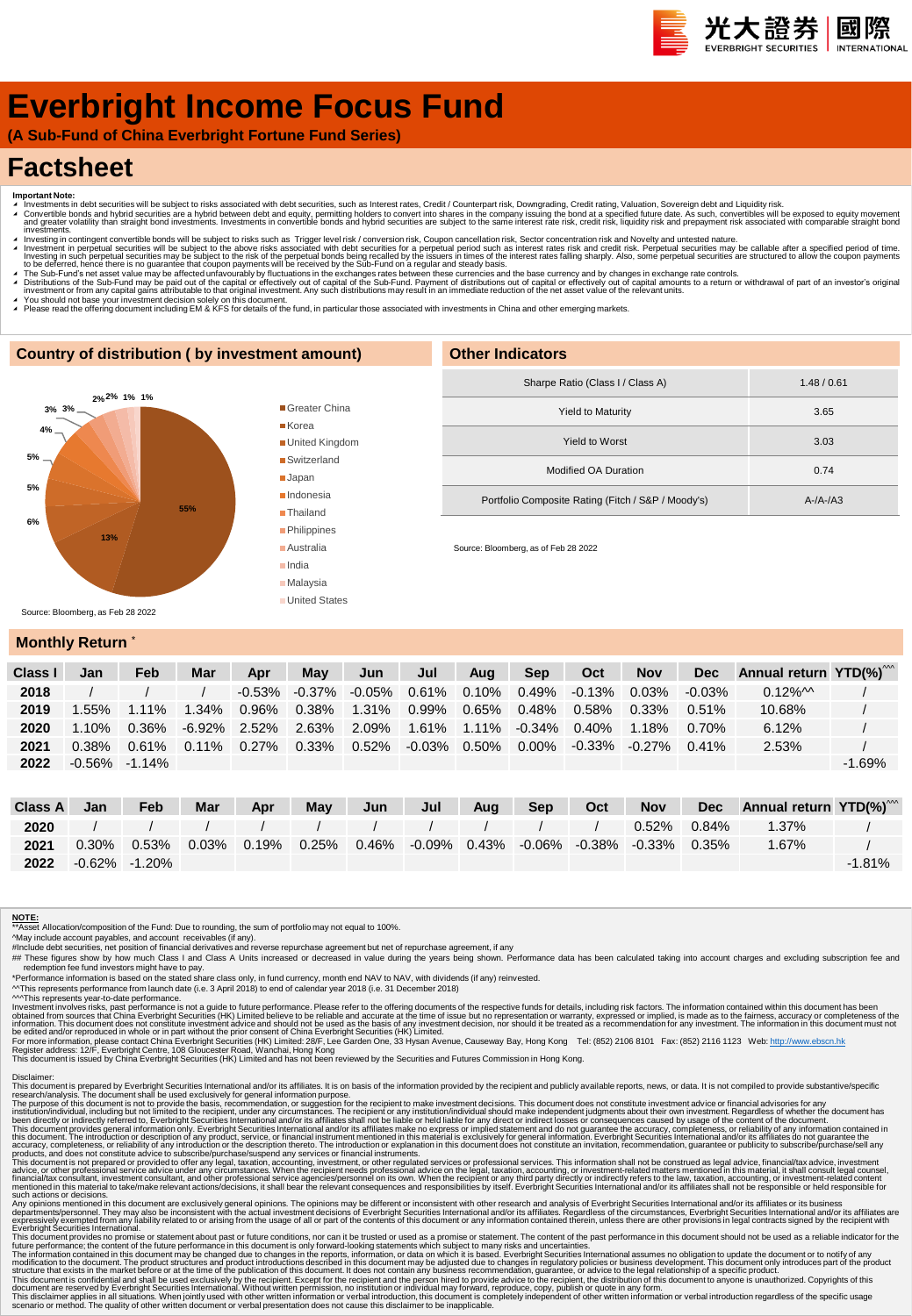# Everbright Income Focus Fund

**(A Sub-Fund of China Everbright Fortune Fund Series)**

## Factsheet

**Important Note:**

- Investments in debt securities will be subject to risks associated with debt securities, such as Interest rates, Credit / Counterpart risk, Downgrading, Credit rating, Valuation, Sovereign debt and Liquidity risk.
- Convertible bonds and hybrid securities are a hybrid between debt and equity, permitting holders to convert into shares in the company issuing the bond at a specified future date. As such, convertibles will be exposed to equity movement and greater volatility than straight bond investments. Investments in convertible bonds and hybrid securities are subject to the same interest rate risk, credit risk, liquidity risk and prepayment risk associated with comparable straight bond investments.
- Investing in contingent convertible bonds will be subject to risks such as Trigger level risk / conversion risk, Coupon cancellation risk, Sector concentration risk and Novelty and untested nature.
- Investment in perpetual securities will be subject to the above risks associated with debt securities for a perpetual period such as interest rates risk and credit risk. Perpetual securities may be callable after a specified period of time. Investing in such perpetual securities may be subject to the risk of the perpetual bonds being recalled by the issuers in times of the interest rates falling sharply. Also, some perpetual securities are structured to allow the coupon payments to be deferred, hence there is no guarantee that coupon payments will be received by the Sub-Fund on a regular and steady basis.
- The Sub-Fund's net asset value may be affected unfavourably by fluctuations in the exchanges rates between these currencies and the base currency and by changes in exchange rate controls.
- Distributions of the Sub-Fund may be paid out of the capital or effectively out of capital of the Sub-Fund. Payment of distributions out of capital or effectively out of capital amounts to a return or withdrawal of part of an investor's original investment or from any capital gains attributable to that original investment. Any such distributions may result in an immediate reduction of the net asset value of the relevant units.
- You should not base your investment decision solely on this document.
- Please read the offering document including EM & KFS for details of the fund, in particular those associated with investments in China and other emerging markets.

## Country of distribution ( by investment amount)

| Country | % |
|---|---|
| Greater China | 55% |
| Korea | 13% |
| United Kingdom | 6% |
| Switzerland | 5% |
| Japan | 5% |
| Indonesia | 4% |
| Thailand | 3% |
| Philippines | 3% |
| Australia | 2% |
| India | 2% |
| Malaysia | 1% |
| United States | 1% |

Source: Bloomberg, as of Feb 28 2022

## Other Indicators

| Indicator | Value |
|---|---|
| Sharpe Ratio (Class I / Class A) | 1.48 / 0.61 |
| Yield to Maturity | 3.65 |
| Yield to Worst | 3.03 |
| Modified OA Duration | 0.74 |
| Portfolio Composite Rating (Fitch / S&P / Moody's) | A-/A-/A3 |

Source: Bloomberg, as of Feb 28 2022

## Monthly Return *

| Class I | Jan | Feb | Mar | Apr | May | Jun | Jul | Aug | Sep | Oct | Nov | Dec | Annual return | YTD(%)^^^ |
|---|---|---|---|---|---|---|---|---|---|---|---|---|---|---|
| 2018 | / | / | / | -0.53% | -0.37% | -0.05% | 0.61% | 0.10% | 0.49% | -0.13% | 0.03% | -0.03% | 0.12%^^ | / |
| 2019 | 1.55% | 1.11% | 1.34% | 0.96% | 0.38% | 1.31% | 0.99% | 0.65% | 0.48% | 0.58% | 0.33% | 0.51% | 10.68% | / |
| 2020 | 1.10% | 0.36% | -6.92% | 2.52% | 2.63% | 2.09% | 1.61% | 1.11% | -0.34% | 0.40% | 1.18% | 0.70% | 6.12% | / |
| 2021 | 0.38% | 0.61% | 0.11% | 0.27% | 0.33% | 0.52% | -0.03% | 0.50% | 0.00% | -0.33% | -0.27% | 0.41% | 2.53% | / |
| 2022 | -0.56% | -1.14% | | | | | | | | | | | | -1.69% |

| Class A | Jan | Feb | Mar | Apr | May | Jun | Jul | Aug | Sep | Oct | Nov | Dec | Annual return | YTD(%)^^^ |
|---|---|---|---|---|---|---|---|---|---|---|---|---|---|---|
| 2020 | / | / | / | / | / | / | / | / | / | / | 0.52% | 0.84% | 1.37% | / |
| 2021 | 0.30% | 0.53% | 0.03% | 0.19% | 0.25% | 0.46% | -0.09% | 0.43% | -0.06% | -0.38% | -0.33% | 0.35% | 1.67% | / |
| 2022 | -0.62% | -1.20% | | | | | | | | | | | | -1.81% |

**NOTE:**

**Asset Allocation/composition of the Fund: Due to rounding, the sum of portfolio may not equal to 100%.

^May include account payables, and account receivables (if any).

#Include debt securities, net position of financial derivatives and reverse repurchase agreement but net of repurchase agreement, if any

## These figures show by how much Class I and Class A Units increased or decreased in value during the years being shown. Performance data has been calculated taking into account charges and excluding subscription fee and redemption fee fund investors might have to pay.

*Performance information is based on the stated share class only, in fund currency, month end NAV to NAV, with dividends (if any) reinvested.

^^This represents performance from launch date (i.e. 3 April 2018) to end of calendar year 2018 (i.e. 31 December 2018)

^^^This represents year-to-date performance.

Investment involves risks, past performance is not a guide to future performance. Please refer to the offering documents of the respective funds for details, including risk factors. The information contained within this document has been obtained from sources that China Everbright Securities (HK) Limited believe to be reliable and accurate at the time of issue but no representation or warranty, expressed or implied, is made as to the fairness, accuracy or completeness of the information. This document does not constitute investment advice and should not be used as the basis of any investment decision, nor should it be treated as a recommendation for any investment. The information in this document must not be edited and/or reproduced in whole or in part without the prior consent of China Everbright Securities (HK) Limited.

For more information, please contact China Everbright Securities (HK) Limited: 28/F, Lee Garden One, 33 Hysan Avenue, Causeway Bay, Hong Kong Tel: (852) 2106 8101 Fax: (852) 2116 1123 Web: http://www.ebscn.hk

Register address: 12/F, Everbright Centre, 108 Gloucester Road, Wanchai, Hong Kong

This document is issued by China Everbright Securities (HK) Limited and has not been reviewed by the Securities and Futures Commission in Hong Kong.

Disclaimer:

This document is prepared by Everbright Securities International and/or its affiliates. It is on basis of the information provided by the recipient and publicly available reports, news, or data. It is not compiled to provide substantive/specific research/analysis. The document shall be used exclusively for general information purpose.

The purpose of this document is not to provide the basis, recommendation, or suggestion for the recipient to make investment decisions. This document does not constitute investment advice or financial advisories for any institution/individual, including but not limited to the recipient, under any circumstances. The recipient or any institution/individual should make independent judgments about their own investment. Regardless of whether the document has been directly or indirectly referred to, Everbright Securities International and/or its affiliates shall not be liable or held liable for any direct or indirect losses or consequences caused by usage of the content of the document.

This document provides general information only. Everbright Securities International and/or its affiliates make no express or implied statement and do not guarantee the accuracy, completeness, or reliability of any information contained in this document. The introduction or description of any product, service, or financial instrument mentioned in this material is exclusively for general information. Everbright Securities International and/or its affiliates do not guarantee the accuracy, completeness, or reliability of any introduction or the description thereto. The introduction or explanation in this document does not constitute an invitation, recommendation, guarantee or publicity to subscribe/purchase/sell any products, and does not constitute advice to subscribe/purchase/suspend any services or financial instruments.

This document is not prepared or provided to offer any legal, taxation, accounting, investment, or other regulated services or professional services. This information shall not be construed as legal advice, financial/tax advice, investment advice, or other professional service advice under any circumstances. When the recipient needs professional advice on the legal, taxation, accounting, or investment-related matters mentioned in this material, it shall consult legal counsel, financial/tax consultant, investment consultant, and other professional service agencies/personnel on its own. When the recipient or any third party directly or indirectly refers to the law, taxation, accounting, or investment-related content mentioned in this material to take/make relevant actions/decisions, it shall bear the relevant consequences and responsibilities by itself. Everbright Securities International and/or its affiliates shall not be responsible or held responsible for such actions or decisions.

Any opinions mentioned in this document are exclusively general opinions. The opinions may be different or inconsistent with other research and analysis of Everbright Securities International and/or its affiliates or its business departments/personnel. They may also be inconsistent with the actual investment decisions of Everbright Securities International and/or its affiliates. Regardless of the circumstances, Everbright Securities International and/or its affiliates are expressively exempted from any liability related to or arising from the usage of all or part of the contents of this document or any information contained therein, unless there are other provisions in legal contracts signed by the recipient with Everbright Securities International.

This document provides no promise or statement about past or future conditions, nor can it be trusted or used as a promise or statement. The content of the past performance in this document should not be used as a reliable indicator for the future performance; the content of the future performance in this document is only forward-looking statements which subject to many risks and uncertainties.

The information contained in this document may be changed due to changes in the reports, information, or data on which it is based. Everbright Securities International assumes no obligation to update the document or to notify of any modification to the document. The product structures and product introductions described in this document may be adjusted due to changes in regulatory policies or business development. This document only introduces part of the product structure that exists in the market before or at the time of the publication of this document. It does not contain any business recommendation, guarantee, or advice to the legal relationship of a specific product.

This document is confidential and shall be used exclusively by the recipient. Except for the recipient and the person hired to provide advice to the recipient, the distribution of this document to anyone is unauthorized. Copyrights of this document are reserved by Everbright Securities International. Without written permission, no institution or individual may forward, reproduce, copy, publish or quote in any form.

This disclaimer applies in all situations. When jointly used with other written information or verbal introduction, this document is completely independent of other written information or verbal introduction regardless of the specific usage scenario or method. The quality of other written document or verbal presentation does not cause this disclaimer to be inapplicable.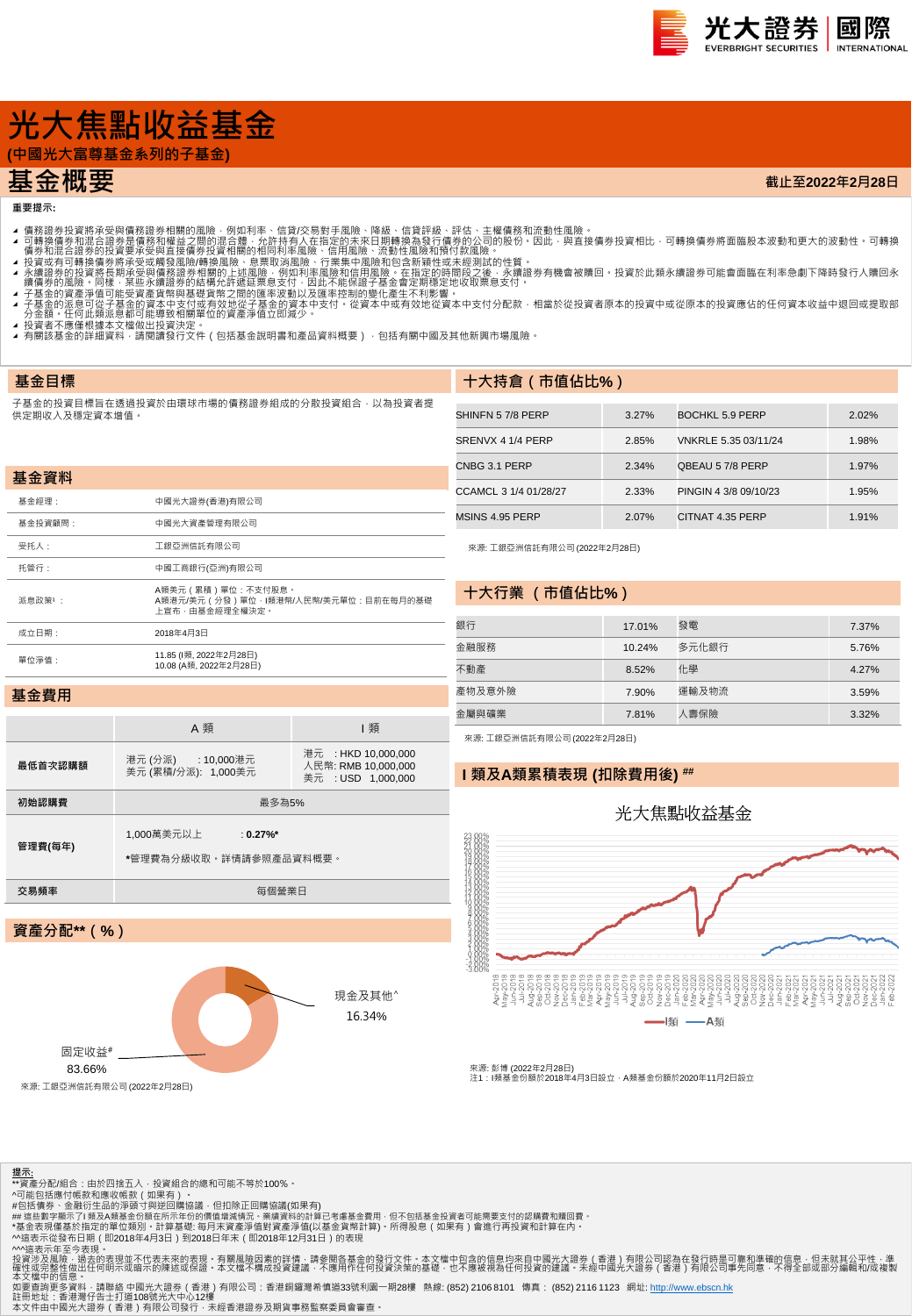# 光大焦點收益基金

**(中國光大富尊基金系列的子基金)**

## 基金概要

**截止至2022年2月28日**

**重要提示:**

- 債務證券投資將承受與債務證券相關的風險,例如利率、信貸/交易對手風險、降級、信貸評級、評估、主權債務和流動性風險。
- 可轉換債券和混合證券是債務和權益之間的混合體,允許持有人在指定的未來日期轉換為發行債券的公司的股份。因此,與直接債券投資相比,可轉換債券將面臨股本波動和更大的波動性。可轉換債券和混合證券的投資要承受與直接債券投資相關的相同利率風險、信用風險、流動性風險和預付款風險。
- 投資或有可轉換債券將承受或觸發風險/轉換風險、息票取消風險、行業集中風險和包含新穎性或未經測試的性質。
- 永續證券的投資將長期承受與債務證券相關的上述風險,例如利率風險和信用風險。在指定的時間段之後,永續證券有機會被贖回。投資於此類永續證券可能會面臨在利率急劇下降時發行人贖回永續債券的風險。同樣,某些永續證券的結構允許遞延票息支付,因此不能保證子基金會定期穩定地收取票息支付。
- 子基金的資產淨值可能受貨幣與基礎貨幣之間的匯率波動以及匯率控制的變化產生不利影響。
- 子基金的派息可從子基金的資本中支付或有效地從子基金的資本中支付。從資本中或有效地從資本中支付分配款,相當於從投資者原本的投資中或從原本的投資應佔的任何資本收益中退回或提取部分金額。任何此類派息都可能導致相關單位的資產淨值立即減少。
- 投資者不應僅根據本文檔做出投資決定。
- 有關該基金的詳細資料,請閱讀發行文件(包括基金說明書和產品資料概要),包括有關中國及其他新興市場風險。

## 基金目標

子基金的投資目標旨在透過投資於由環球市場的債務證券組成的分散投資組合,以為投資者提供定期收入及穩定資本增值。

## 基金資料

| | |
|---|---|
| 基金經理: | 中國光大證券(香港)有限公司 |
| 基金投資顧問: | 中國光大資產管理有限公司 |
| 受托人: | 工銀亞洲信託有限公司 |
| 托管行: | 中國工商銀行(亞洲)有限公司 |
| 派息政策[1]: | A類美元(累積)單位:不支付股息。<br>A類港元/美元(分發)單位、I類港幣/人民幣/美元單位:目前在每月的基礎上宣布,由基金經理全權決定。 |
| 成立日期: | 2018年4月3日 |
| 單位淨值: | 11.85 (I類, 2022年2月28日)<br>10.08 (A類, 2022年2月28日) |

## 基金費用

| | A 類 | I 類 |
|---|---|---|
| **最低首次認購額** | 港元 (分派) : 10,000港元<br>美元 (累積/分派): 1,000美元 | 港元 : HKD 10,000,000<br>人民幣: RMB 10,000,000<br>美元 : USD 1,000,000 |
| **初始認購費** | 最多為5% | |
| **管理費(每年)** | 1,000萬美元以上 : **0.27%***<br>*管理費為分級收取,詳情請參照產品資料概要。 | |
| **交易頻率** | 每個營業日 | |

## 資產分配**(%)

| | |
|---|---|
| 現金及其他^ | 16.34% |
| 固定收益# | 83.66% |

來源: 工銀亞洲信託有限公司 (2022年2月28日)

## 十大持倉(市值佔比%)

| | | | |
|---|---|---|---|
| SHINFN 5 7/8 PERP | 3.27% | BOCHKL 5.9 PERP | 2.02% |
| SRENVX 4 1/4 PERP | 2.85% | VNKRLE 5.35 03/11/24 | 1.98% |
| CNBG 3.1 PERP | 2.34% | QBEAU 5 7/8 PERP | 1.97% |
| CCAMCL 3 1/4 01/28/27 | 2.33% | PINGIN 4 3/8 09/10/23 | 1.95% |
| MSINS 4.95 PERP | 2.07% | CITNAT 4.35 PERP | 1.91% |

來源: 工銀亞洲信託有限公司 (2022年2月28日)

## 十大行業(市值佔比%)

| | | | |
|---|---|---|---|
| 銀行 | 17.01% | 發電 | 7.37% |
| 金融服務 | 10.24% | 多元化銀行 | 5.76% |
| 不動產 | 8.52% | 化學 | 4.27% |
| 產物及意外險 | 7.90% | 運輸及物流 | 3.59% |
| 金屬與礦業 | 7.81% | 人壽保險 | 3.32% |

來源: 工銀亞洲信託有限公司 (2022年2月28日)

## I 類及A類累積表現 (扣除費用後) ##

光大焦點收益基金

—I類 —A類

來源: 彭博 (2022年2月28日)
注1:I類基金份額於2018年4月3日設立,A類基金份額於2020年11月2日設立

**提示:**

**資產分配/組合:由於四捨五入,投資組合的總和可能不等於100%。
^可能包括應付帳款和應收帳款(如果有)。
#包括債券、金融衍生品的淨頭寸和逆回購協議,但扣除正回購協議(如果有)
## 這些數字顯示了I類及A類基金份額在所示年份的價值增減情況。業績資料的計算已考慮基金費用,但不包括基金投資者可能需要支付的認購費和贖回費。
*基金表現僅基於指定的單位類別。計算基礎:每月末資產淨值對資產淨值(以基金貨幣計算)。所得股息(如果有)會進行再投資和計算在內。
^^這表示從發行日期(即2018年4月3日)到2018日年末(即2018年12月31日)的表現
^^^這表示年至今表現。
投資涉及風險,過去的表現並不代表未來的表現。有關風險因素的詳情,請參閱各基金的發行文件。本文檔中包含的信息均來自中國光大證券(香港)有限公司認為在發行時是可靠和準確的信息,但未就其公平性、準確性或完整性做出任何明示或暗示的陳述或保證。本文檔不構成投資建議,不應用作任何投資決策的基礎,也不應被視為任何投資的建議。未經中國光大證券(香港)有限公司事先同意,不得全部或部分編輯和/或複製本文檔中的信息。
如要查詢更多資料,請聯絡 中國光大證券(香港)有限公司:香港銅鑼灣希慎道33號利園一期28樓 熱線: (852) 2106 8101 傳真: (852) 2116 1123 網址: http://www.ebscn.hk
註冊地址:香港灣仔告士打道108號光大中心12樓
本文件由中國光大證券(香港)有限公司發行,未經香港證券及期貨事務監察委員會審查。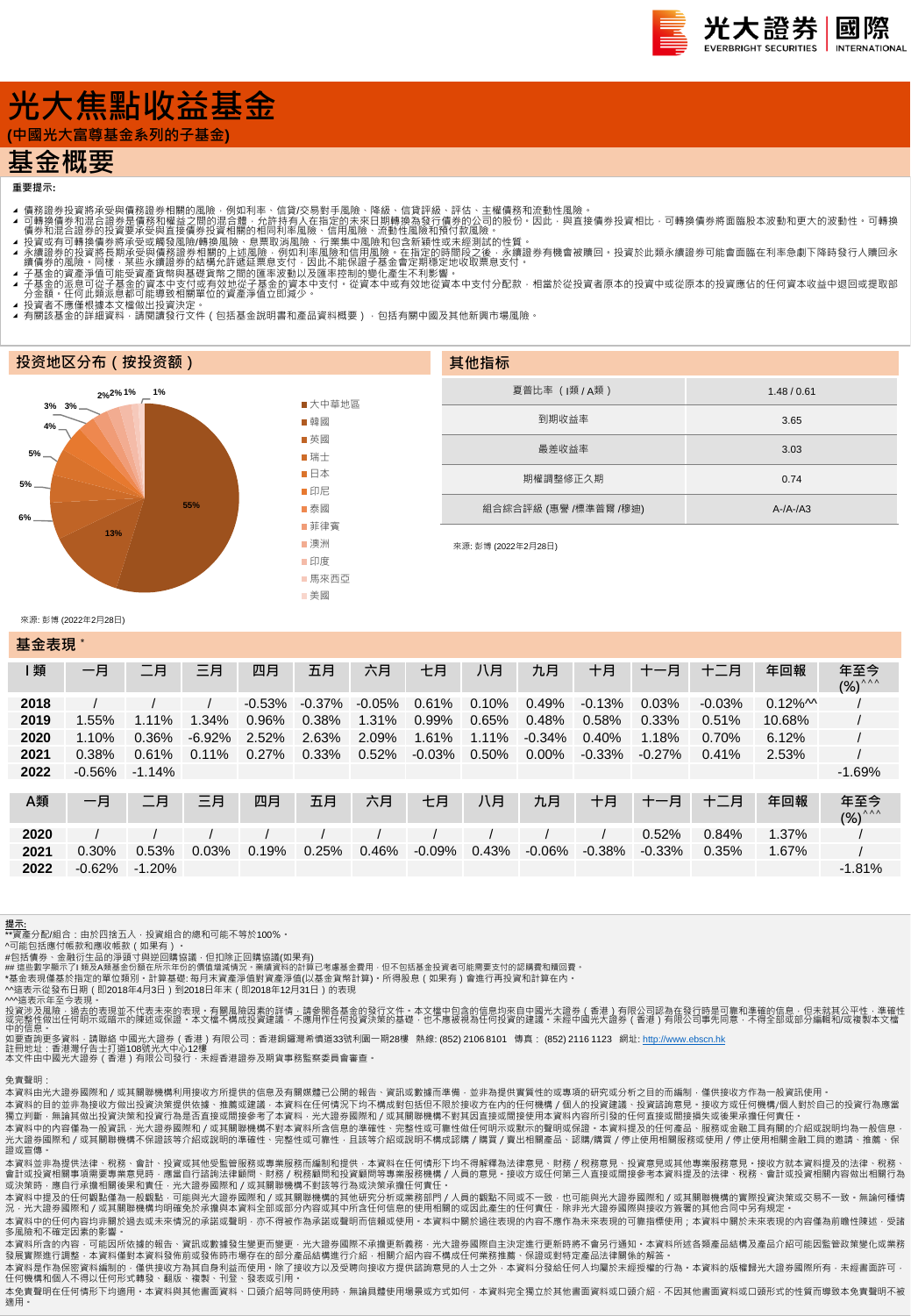# 光大焦點收益基金

**(中國光大富尊基金系列的子基金)**

## 基金概要

**重要提示:**

- 債務證券投資將承受與債務證券相關的風險，例如利率、信貸/交易對手風險、降級、信貸評級、評估、主權債務和流動性風險。
- 可轉換債券和混合證券是債務和權益之間的混合體，允許持有人在指定的未來日期轉換為發行債券的公司的股份。因此，與直接債券投資相比，可轉換債券將面臨股本波動和更大的波動性。可轉換債券和混合證券的投資要承受與直接債券投資相關的相同利率風險、信用風險、流動性風險和預付款風險。
- 投資或有可轉換債券將承受或觸發風險/轉換風險、息票取消風險、行業集中風險和包含新穎性或未經測試的性質。
- 永續證券的投資將長期承受與債務證券相關的上述風險，例如利率風險和信用風險。在指定的時間段之後，永續證券有機會被贖回。投資於此類永續證券可能會面臨在利率急劇下降時發行人贖回永續債券的風險。同樣，某些永續證券的結構允許遞延票息支付，因此不能保證子基金會定期穩定地收取票息支付。
- 子基金的資產淨值可能受資產貨幣與基礎貨幣之間的匯率波動以及匯率控制的變化產生不利影響。
- 子基金的派息可從子基金的資本中支付或有效地從子基金的資本中支付。從資本中或有效地從資本中支付分配款，相當於從投資者原本的投資中或從原本的投資應佔的任何資本收益中退回或提取部分金額。任何此類派息都可能導致相關單位的資產淨值立即減少。
- 投資者不應僅根據本文檔做出投資決定。
- 有關該基金的詳細資料，請閱讀發行文件（包括基金說明書和產品資料概要），包括有關中國及其他新興市場風險。

## 投資地區分佈（按投資額）

55%
13%
6%
5%
5%
4%
3%
3%
2%
2%
1%
1%

大中華地區
韓國
英國
瑞士
日本
印尼
泰國
菲律賓
澳洲
印度
馬來西亞
美國

來源: 彭博 (2022年2月28日)

## 其他指標

| | |
|---|---|
| 夏普比率（I類 / A類） | 1.48 / 0.61 |
| 到期收益率 | 3.65 |
| 最差收益率 | 3.03 |
| 期權調整修正久期 | 0.74 |
| 組合綜合評級 (惠譽 /標準普爾 /穆迪) | A-/A-/A3 |

來源: 彭博 (2022年2月28日)

## 基金表現 *

| I 類 | 一月 | 二月 | 三月 | 四月 | 五月 | 六月 | 七月 | 八月 | 九月 | 十月 | 十一月 | 十二月 | 年回報 | 年至今 (%)^^^ |
|---|---|---|---|---|---|---|---|---|---|---|---|---|---|---|
| 2018 | / | / | / | -0.53% | -0.37% | -0.05% | 0.61% | 0.10% | 0.49% | -0.13% | 0.03% | -0.03% | 0.12%^^ | / |
| 2019 | 1.55% | 1.11% | 1.34% | 0.96% | 0.38% | 1.31% | 0.99% | 0.65% | 0.48% | 0.58% | 0.33% | 0.51% | 10.68% | / |
| 2020 | 1.10% | 0.36% | -6.92% | 2.52% | 2.63% | 2.09% | 1.61% | 1.11% | -0.34% | 0.40% | 1.18% | 0.70% | 6.12% | / |
| 2021 | 0.38% | 0.61% | 0.11% | 0.27% | 0.33% | 0.52% | -0.03% | 0.50% | 0.00% | -0.33% | -0.27% | 0.41% | 2.53% | / |
| 2022 | -0.56% | -1.14% | | | | | | | | | | | | -1.69% |

| A類 | 一月 | 二月 | 三月 | 四月 | 五月 | 六月 | 七月 | 八月 | 九月 | 十月 | 十一月 | 十二月 | 年回報 | 年至今 (%)^^^ |
|---|---|---|---|---|---|---|---|---|---|---|---|---|---|---|
| 2020 | / | / | / | / | / | / | / | / | / | / | 0.52% | 0.84% | 1.37% | / |
| 2021 | 0.30% | 0.53% | 0.03% | 0.19% | 0.25% | 0.46% | -0.09% | 0.43% | -0.06% | -0.38% | -0.33% | 0.35% | 1.67% | / |
| 2022 | -0.62% | -1.20% | | | | | | | | | | | | -1.81% |

**提示:**

**資產分配/組合：由於四捨五入，投資組合的總和可能不等於100%。
^可能包括應付帳款和應收帳款（如果有）。
#包括債券、金融衍生品的淨頭寸與逆回購協議，但扣除正回購協議(如果有)
## 這些數字顯示了I 類及A類基金份額在所示年份的價值增減情況。業績資料的計算已考慮基金費用，但不包括基金投資者可能需要支付的認購費和贖回費。
*基金表現僅基於指定的單位類別。計算基礎: 每月末資產淨值對資產淨值(以基金貨幣計算)。所得股息（如果有）會進行再投資和計算在內。
^^這表示從發布日期（即2018年4月3日）到2018日年末（即2018年12月31日）的表現
^^^這表示年至今表現。

投資涉及風險，過去的表現並不代表未來的表現。有關風險因素的詳情，請參閱各基金的發行文件。本文檔中包含的信息均來自中國光大證券（香港）有限公司認為在發行時是可靠和準確的信息，但其並不就其公平性、準確性或完整性做出任何明示或暗示的陳述或保證。本文檔不構成投資建議，不應用作任何投資決策的基礎，也不應被視為任何投資的建議。未經中國光大證券（香港）有限公司事先同意，不得全部或部分編輯和/或複製本文檔中的信息。

如要查詢更多資料，請聯絡 中國光大證券（香港）有限公司：香港銅鑼灣希慎道33號利園一期28樓　熱線: (852) 2106 8101　傳真：(852) 2116 1123　網址: http://www.ebscn.hk
註冊地址：香港灣仔告士打道108號光大中心12樓
本文件由中國光大證券（香港）有限公司發行，未經香港證券及期貨事務監察委員會審查。

免責聲明：

本資料由光大證券國際和 / 或其關聯機構利用接收方所提供的信息及有關媒體已公開的報告、資訊或數據而準備，並非為提供實質性的或專項的研究或分析之目的而編制，僅供接收方作為一般資訊使用。

本資料的目的並非為接收方做出投資決策提供依據、推薦或建議。本資料在任何情況下均不構成對包括但不限於接收方在內的任何機構 / 個人的投資建議、投資諮詢意見。接收方或任何機構/個人對於自己的投資行為應當獨立判斷，無論其做出投資決策和投資行為是否直接或間接參考了本資料，光大證券國際和 / 或其關聯機構不對其因直接或間接使用本資料內容所引發的任何直接或間接損失或後果承擔任何責任。

本資料中的內容僅為一般資訊，光大證券國際和 / 或其關聯機構不對本資料所含信息的準確性、完整性或可靠性做任何明示或默示的聲明或保證。本資料提及的任何產品、服務或金融工具有關的介紹或說明均為一般信息，光大證券國際和 / 或其關聯機構不保證該等介紹或說明的準確性、完整性或可靠性，且該等介紹或說明不構成認購 / 購買 / 賣出相關產品、認購/購買 / 停止使用相關服務或使用 / 停止使用相關金融工具的邀請、推薦、保證或宣傳。

本資料並非為提供法律、稅務、會計、投資或其他受監管服務或專業服務而編制和提供。本資料在任何情形下均不構成應解釋為法律意見、財務 / 稅務意見、投資意見或其他專業服務意見。接收方就本資料提及的法律、稅務、會計或投資相關事項需要專業意見時，應當自行諮詢法律顧問、財務 / 稅務顧問和投資顧問等專業服務機構 / 人員的意見。接收方或任何第三人直接或間接參考本資料提及的法律、稅務、會計或投資相關內容做出相關行為或決策時，應自行承擔相關後果和責任，光大證券國際和 / 或其關聯機構不對該等行為或決策承擔任何責任。

本資料中提及的任何觀點僅為一般觀點，可能與光大證券國際和 / 或其關聯機構的其他研究分析或業務部門 / 人員的觀點不同或不一致，也可能與光大證券國際和 / 或其關聯機構的實際投資決策或交易不一致。無論何種情況，光大證券國際和 / 或其關聯機構均明確免於承擔與本資料全部或部分內容或其中所含任何信息的使用相關的或因此產生的任何責任，除非光大證券國際與接收方簽署的其他合同中另有規定。

本資料中的任何內容均非關於過去或未來情況的承諾或聲明，亦不得被作為承諾或聲明而信賴或使用。本資料中關於過往表現的內容不應作為未來表現的可靠指標使用；本資料中關於未來表現的內容僅為前瞻性陳述，受諸多風險和不確定因素的影響。

本資料所含的內容，可能因所依據的報告、資訊或數據發生變更而變更，光大證券國際不承擔更新義務。光大證券國際自主決定進行更新時將不會另行通知。本資料所述各類產品結構及產品介紹可能因監管政策變化或業務發展實際進行調整，本資料僅對本資料發佈前或發佈時市場存在的部分產品結構進行介紹，相關介紹內容不構成任何業務推薦、保證或對特定產品法律關係的解答。

本資料是作為保密資料編制的，僅供接收方為其自身利益而使用。除了接收方以及受聘向接收方提供諮詢意見的人士之外，本資料分發給任何人均屬於未經授權的行為。本資料的版權歸光大證券國際所有，未經書面許可，任何機構和個人不得以任何形式轉發、翻版、複製、刊登、發表或引用。

本免責聲明在任何情形下均適用。本資料與其他書面資料、口頭介紹等同時使用時，無論具體使用場景或方式如何，本資料完全獨立於其他書面資料或口頭介紹，不因其他書面資料或口頭形式的性質而導致本免責聲明不被適用。